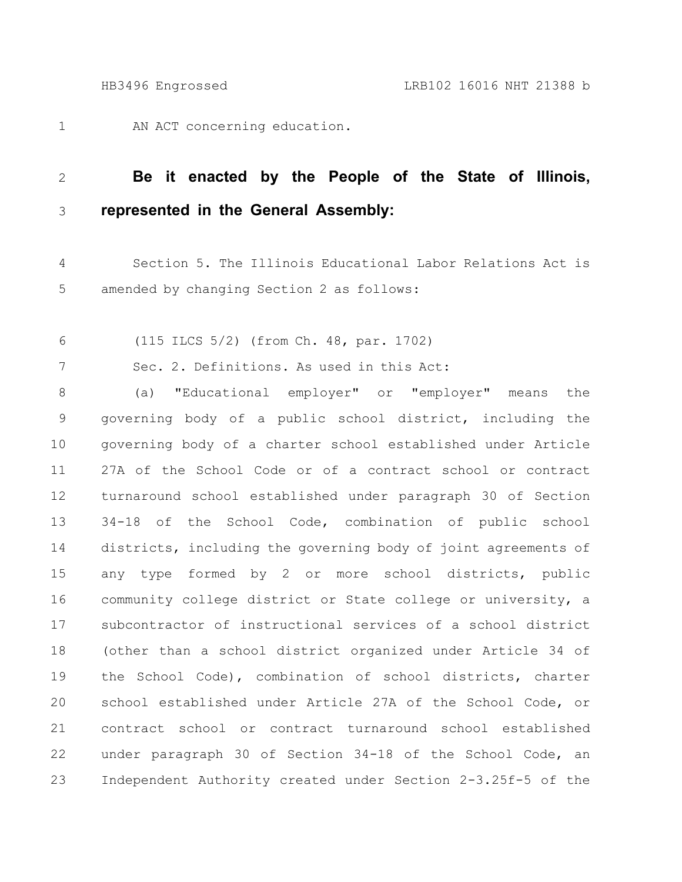AN ACT concerning education.

**Be it enacted by the People of the State of Illinois, represented in the General Assembly:**

Section 5. The Illinois Educational Labor Relations Act is amended by changing Section 2 as follows:

(115 ILCS 5/2) (from Ch. 48, par. 1702)

Sec. 2. Definitions. As used in this Act:

(a) "Educational employer" or "employer" means the governing body of a public school district, including the governing body of a charter school established under Article 27A of the School Code or of a contract school or contract turnaround school established under paragraph 30 of Section 34-18 of the School Code, combination of public school districts, including the governing body of joint agreements of any type formed by 2 or more school districts, public community college district or State college or university, a subcontractor of instructional services of a school district (other than a school district organized under Article 34 of the School Code), combination of school districts, charter school established under Article 27A of the School Code, or contract school or contract turnaround school established under paragraph 30 of Section 34-18 of the School Code, an Independent Authority created under Section 2-3.25f-5 of the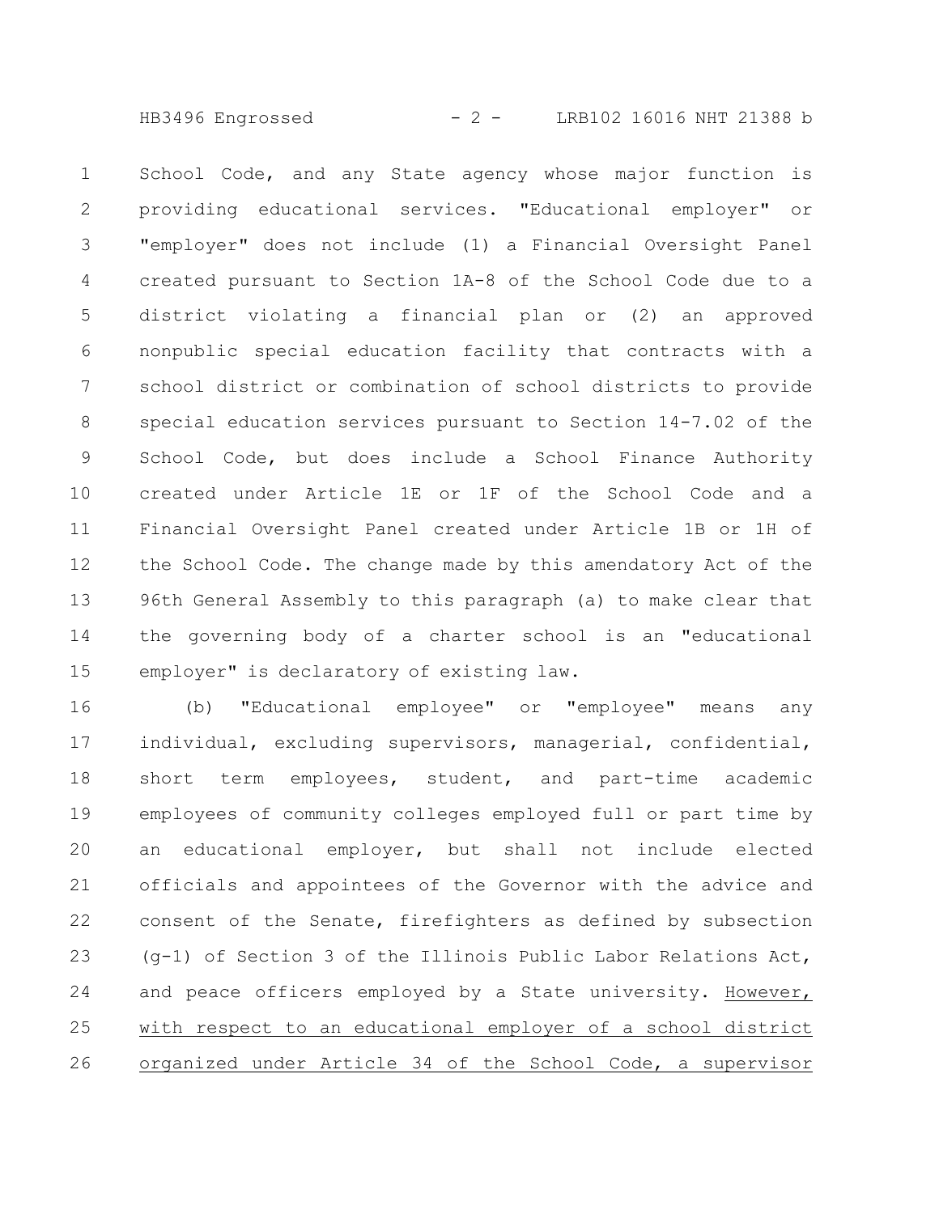School Code, and any State agency whose major function is providing educational services. "Educational employer" or "employer" does not include (1) a Financial Oversight Panel created pursuant to Section 1A-8 of the School Code due to a district violating a financial plan or (2) an approved nonpublic special education facility that contracts with a school district or combination of school districts to provide special education services pursuant to Section 14-7.02 of the School Code, but does include a School Finance Authority created under Article 1E or 1F of the School Code and a Financial Oversight Panel created under Article 1B or 1H of the School Code. The change made by this amendatory Act of the 96th General Assembly to this paragraph (a) to make clear that the governing body of a charter school is an "educational employer" is declaratory of existing law.

(b) "Educational employee" or "employee" means any individual, excluding supervisors, managerial, confidential, short term employees, student, and part-time academic employees of community colleges employed full or part time by an educational employer, but shall not include elected officials and appointees of the Governor with the advice and consent of the Senate, firefighters as defined by subsection (g-1) of Section 3 of the Illinois Public Labor Relations Act, and peace officers employed by a State university. However, with respect to an educational employer of a school district organized under Article 34 of the School Code, a supervisor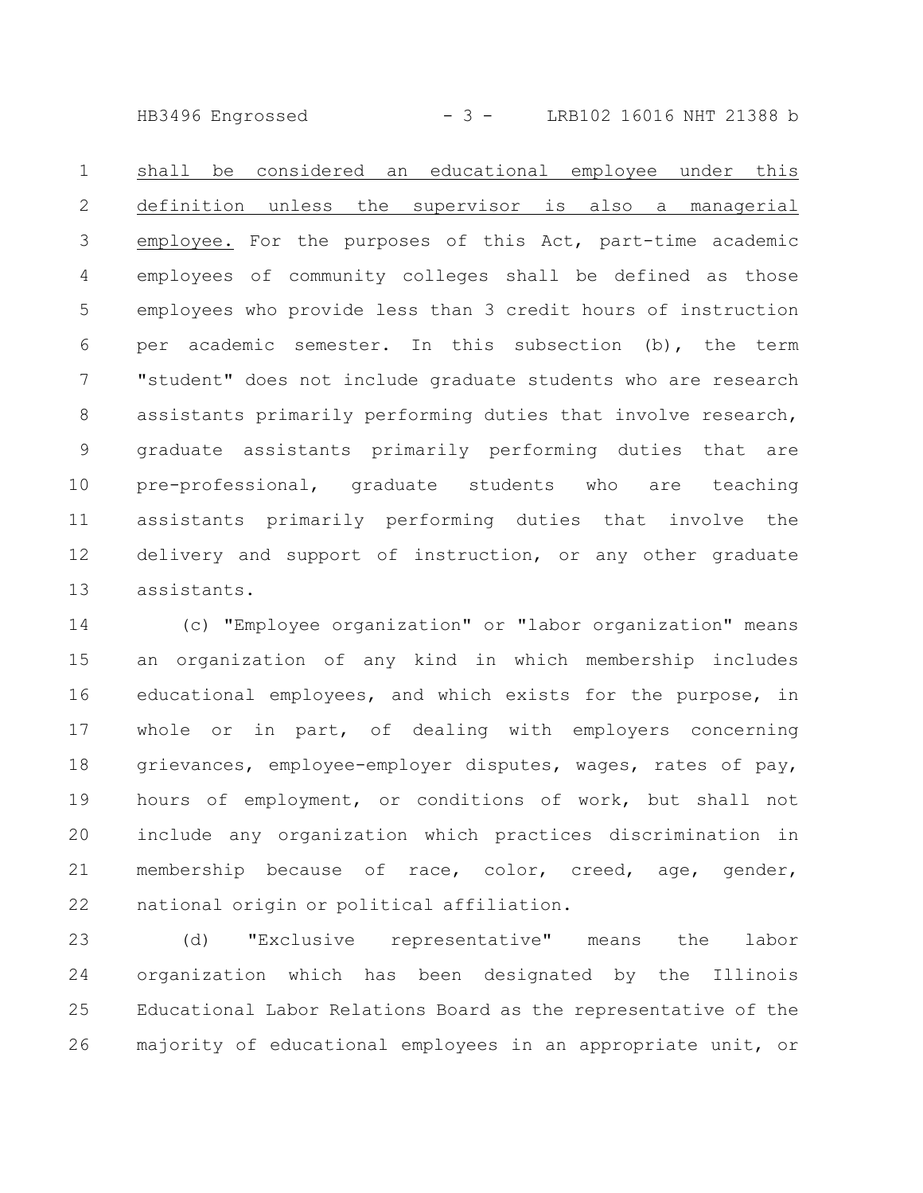shall be considered an educational employee under this definition unless the supervisor is also a managerial employee. For the purposes of this Act, part-time academic employees of community colleges shall be defined as those employees who provide less than 3 credit hours of instruction per academic semester. In this subsection (b), the term "student" does not include graduate students who are research assistants primarily performing duties that involve research, graduate assistants primarily performing duties that are pre-professional, graduate students who are teaching assistants primarily performing duties that involve the delivery and support of instruction, or any other graduate assistants.

(c) "Employee organization" or "labor organization" means an organization of any kind in which membership includes educational employees, and which exists for the purpose, in whole or in part, of dealing with employers concerning grievances, employee-employer disputes, wages, rates of pay, hours of employment, or conditions of work, but shall not include any organization which practices discrimination in membership because of race, color, creed, age, gender, national origin or political affiliation.

(d) "Exclusive representative" means the labor organization which has been designated by the Illinois Educational Labor Relations Board as the representative of the majority of educational employees in an appropriate unit, or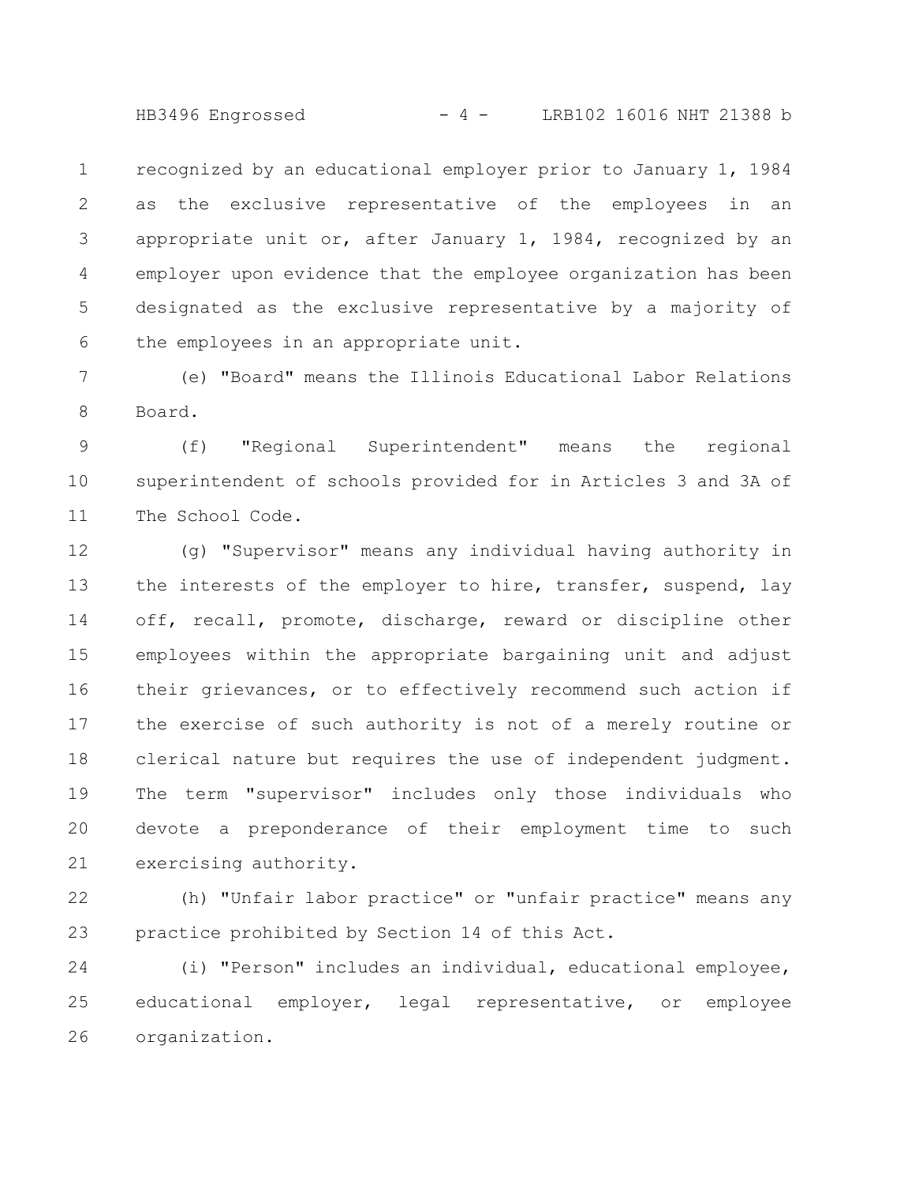recognized by an educational employer prior to January 1, 1984 as the exclusive representative of the employees in an appropriate unit or, after January 1, 1984, recognized by an employer upon evidence that the employee organization has been designated as the exclusive representative by a majority of the employees in an appropriate unit.

(e) "Board" means the Illinois Educational Labor Relations Board.

(f) "Regional Superintendent" means the regional superintendent of schools provided for in Articles 3 and 3A of The School Code.

(g) "Supervisor" means any individual having authority in the interests of the employer to hire, transfer, suspend, lay off, recall, promote, discharge, reward or discipline other employees within the appropriate bargaining unit and adjust their grievances, or to effectively recommend such action if the exercise of such authority is not of a merely routine or clerical nature but requires the use of independent judgment. The term "supervisor" includes only those individuals who devote a preponderance of their employment time to such exercising authority.

(h) "Unfair labor practice" or "unfair practice" means any practice prohibited by Section 14 of this Act.

(i) "Person" includes an individual, educational employee, educational employer, legal representative, or employee organization.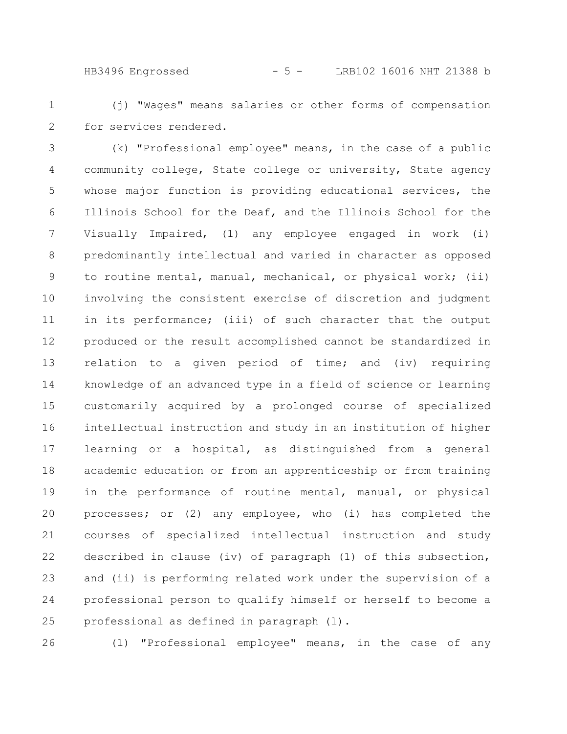(j) "Wages" means salaries or other forms of compensation for services rendered.

(k) "Professional employee" means, in the case of a public community college, State college or university, State agency whose major function is providing educational services, the Illinois School for the Deaf, and the Illinois School for the Visually Impaired, (1) any employee engaged in work (i) predominantly intellectual and varied in character as opposed to routine mental, manual, mechanical, or physical work; (ii) involving the consistent exercise of discretion and judgment in its performance; (iii) of such character that the output produced or the result accomplished cannot be standardized in relation to a given period of time; and (iv) requiring knowledge of an advanced type in a field of science or learning customarily acquired by a prolonged course of specialized intellectual instruction and study in an institution of higher learning or a hospital, as distinguished from a general academic education or from an apprenticeship or from training in the performance of routine mental, manual, or physical processes; or (2) any employee, who (i) has completed the courses of specialized intellectual instruction and study described in clause (iv) of paragraph (1) of this subsection, and (ii) is performing related work under the supervision of a professional person to qualify himself or herself to become a professional as defined in paragraph (l).

(l) "Professional employee" means, in the case of any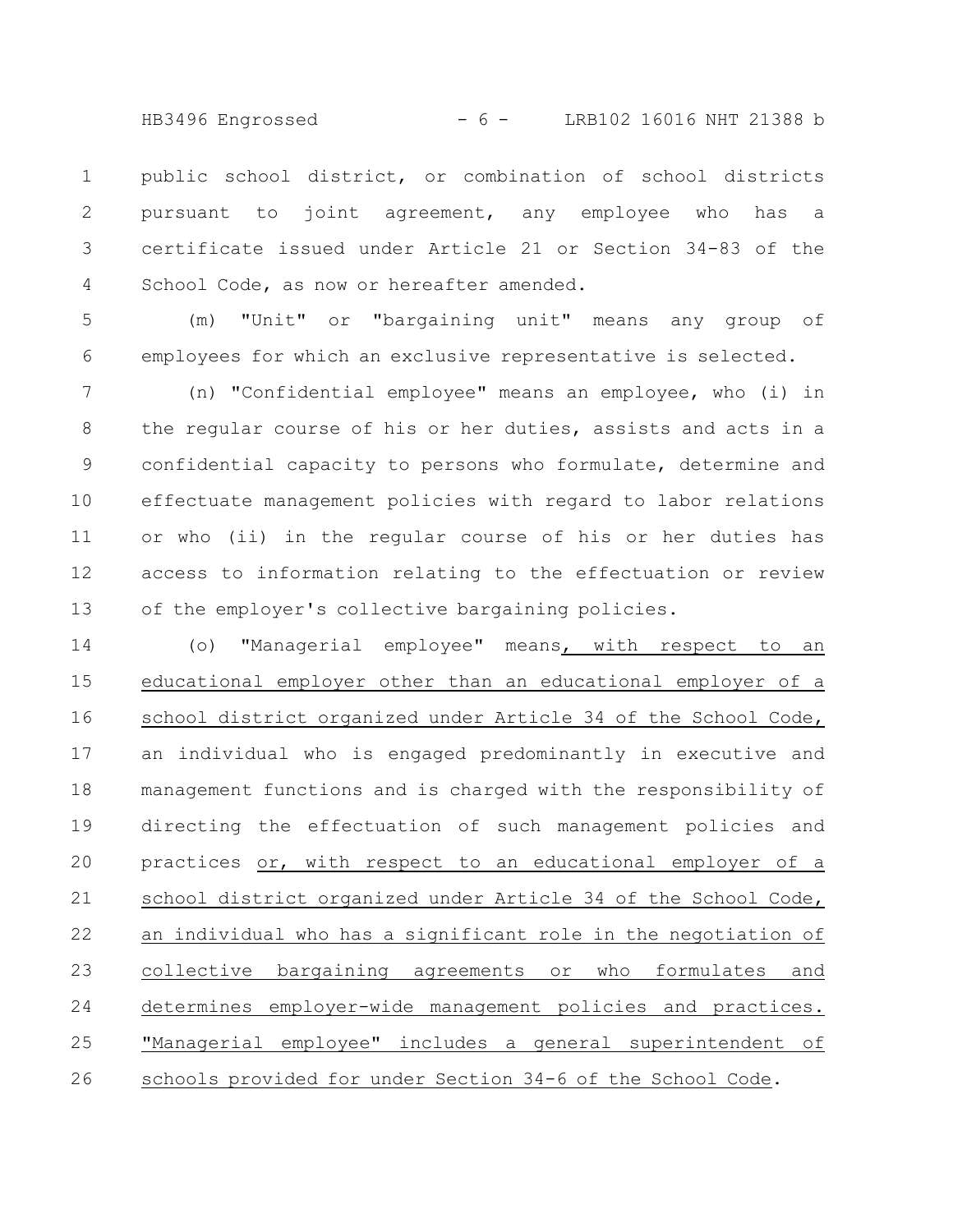public school district, or combination of school districts pursuant to joint agreement, any employee who has a certificate issued under Article 21 or Section 34-83 of the School Code, as now or hereafter amended.

(m) "Unit" or "bargaining unit" means any group of employees for which an exclusive representative is selected.

(n) "Confidential employee" means an employee, who (i) in the regular course of his or her duties, assists and acts in a confidential capacity to persons who formulate, determine and effectuate management policies with regard to labor relations or who (ii) in the regular course of his or her duties has access to information relating to the effectuation or review of the employer's collective bargaining policies.

(o) "Managerial employee" means, with respect to an educational employer other than an educational employer of a school district organized under Article 34 of the School Code, an individual who is engaged predominantly in executive and management functions and is charged with the responsibility of directing the effectuation of such management policies and practices or, with respect to an educational employer of a school district organized under Article 34 of the School Code, an individual who has a significant role in the negotiation of collective bargaining agreements or who formulates and determines employer-wide management policies and practices. "Managerial employee" includes a general superintendent of schools provided for under Section 34-6 of the School Code.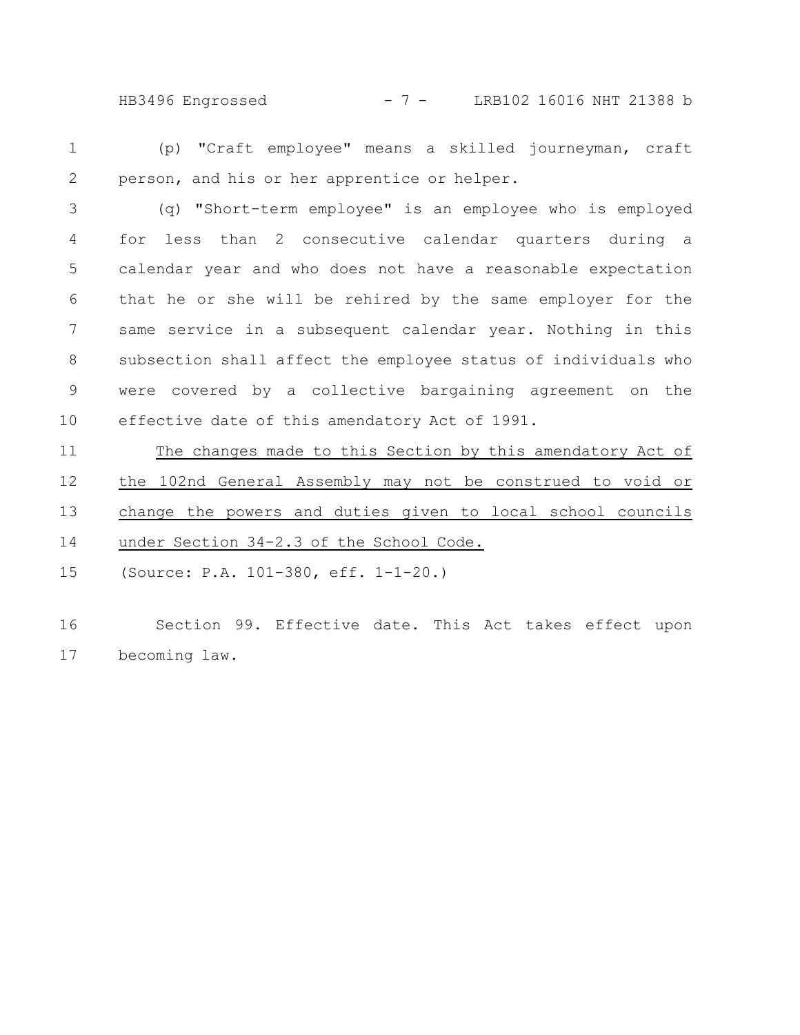(p) "Craft employee" means a skilled journeyman, craft person, and his or her apprentice or helper.

(q) "Short-term employee" is an employee who is employed for less than 2 consecutive calendar quarters during a calendar year and who does not have a reasonable expectation that he or she will be rehired by the same employer for the same service in a subsequent calendar year. Nothing in this subsection shall affect the employee status of individuals who were covered by a collective bargaining agreement on the effective date of this amendatory Act of 1991.

The changes made to this Section by this amendatory Act of the 102nd General Assembly may not be construed to void or change the powers and duties given to local school councils under Section 34-2.3 of the School Code.

(Source: P.A. 101-380, eff. 1-1-20.)

Section 99. Effective date. This Act takes effect upon becoming law.